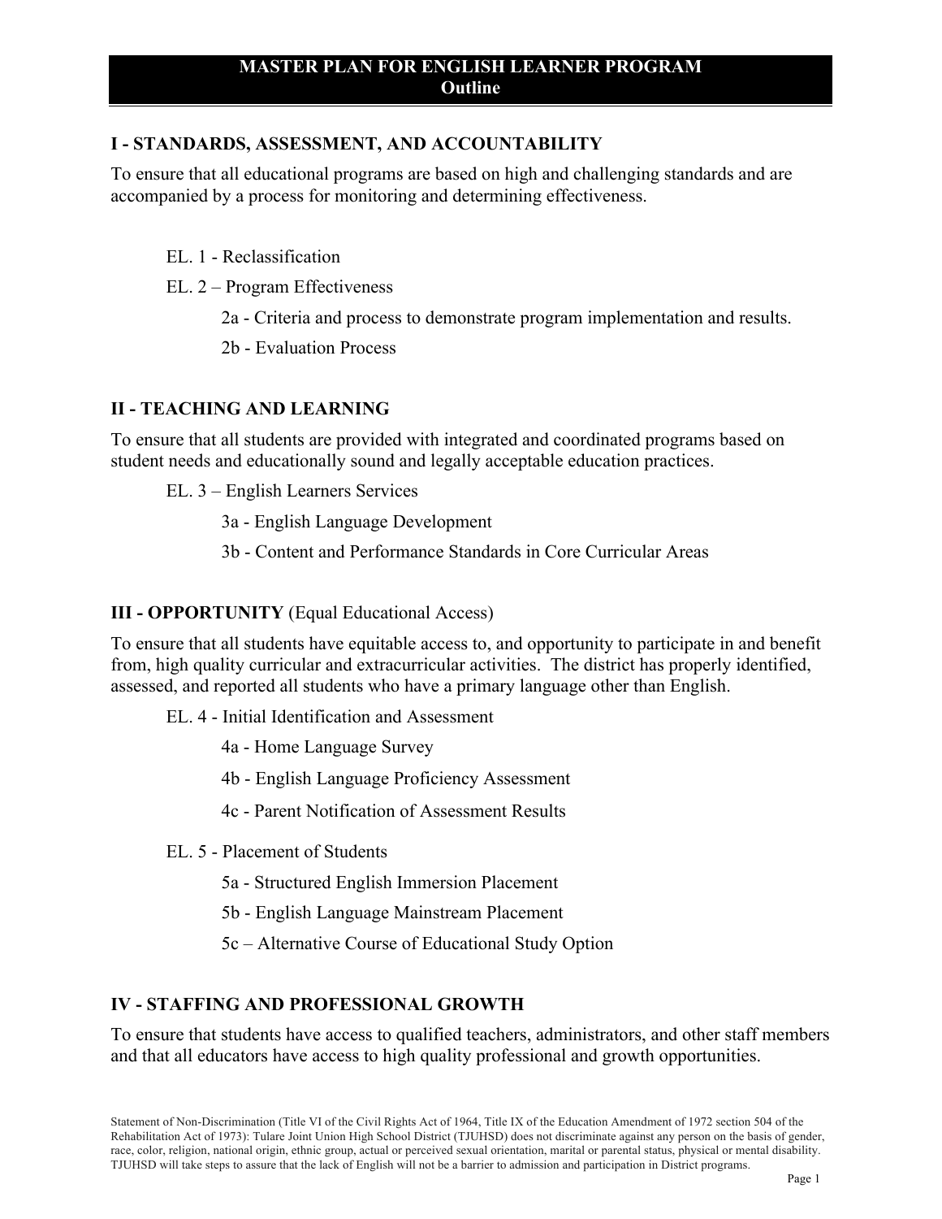# MASTER PLAN FOR ENGLISH LEARNER PROGRAM
## Outline

### I - STANDARDS, ASSESSMENT, AND ACCOUNTABILITY

To ensure that all educational programs are based on high and challenging standards and are accompanied by a process for monitoring and determining effectiveness.

- EL. 1 - Reclassification
- EL. 2 – Program Effectiveness
  - 2a - Criteria and process to demonstrate program implementation and results.
  - 2b - Evaluation Process

### II - TEACHING AND LEARNING

To ensure that all students are provided with integrated and coordinated programs based on student needs and educationally sound and legally acceptable education practices.

- EL. 3 – English Learners Services
  - 3a - English Language Development
  - 3b - Content and Performance Standards in Core Curricular Areas

### III - OPPORTUNITY (Equal Educational Access)

To ensure that all students have equitable access to, and opportunity to participate in and benefit from, high quality curricular and extracurricular activities. The district has properly identified, assessed, and reported all students who have a primary language other than English.

- EL. 4 - Initial Identification and Assessment
  - 4a - Home Language Survey
  - 4b - English Language Proficiency Assessment
  - 4c - Parent Notification of Assessment Results
- EL. 5 - Placement of Students
  - 5a - Structured English Immersion Placement
  - 5b - English Language Mainstream Placement
  - 5c – Alternative Course of Educational Study Option

### IV - STAFFING AND PROFESSIONAL GROWTH

To ensure that students have access to qualified teachers, administrators, and other staff members and that all educators have access to high quality professional and growth opportunities.

Statement of Non-Discrimination (Title VI of the Civil Rights Act of 1964, Title IX of the Education Amendment of 1972 section 504 of the Rehabilitation Act of 1973): Tulare Joint Union High School District (TJUHSD) does not discriminate against any person on the basis of gender, race, color, religion, national origin, ethnic group, actual or perceived sexual orientation, marital or parental status, physical or mental disability. TJUHSD will take steps to assure that the lack of English will not be a barrier to admission and participation in District programs.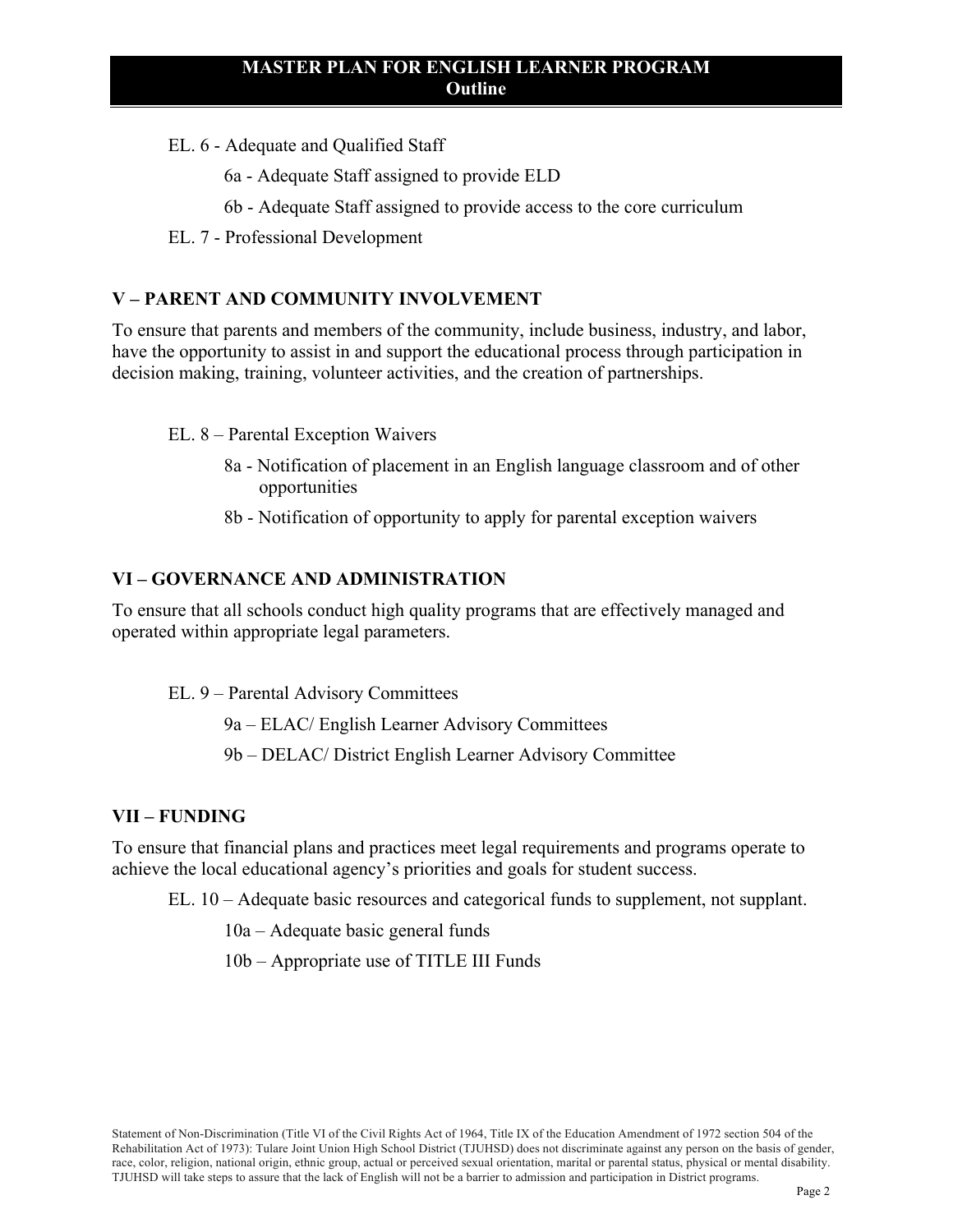EL. 6 - Adequate and Qualified Staff

- 6a - Adequate Staff assigned to provide ELD
- 6b - Adequate Staff assigned to provide access to the core curriculum

EL. 7 - Professional Development

## V – PARENT AND COMMUNITY INVOLVEMENT

To ensure that parents and members of the community, include business, industry, and labor, have the opportunity to assist in and support the educational process through participation in decision making, training, volunteer activities, and the creation of partnerships.

EL. 8 – Parental Exception Waivers

- 8a - Notification of placement in an English language classroom and of other opportunities
- 8b - Notification of opportunity to apply for parental exception waivers

## VI – GOVERNANCE AND ADMINISTRATION

To ensure that all schools conduct high quality programs that are effectively managed and operated within appropriate legal parameters.

EL. 9 – Parental Advisory Committees

- 9a – ELAC/ English Learner Advisory Committees
- 9b – DELAC/ District English Learner Advisory Committee

## VII – FUNDING

To ensure that financial plans and practices meet legal requirements and programs operate to achieve the local educational agency's priorities and goals for student success.

EL. 10 – Adequate basic resources and categorical funds to supplement, not supplant.

- 10a – Adequate basic general funds
- 10b – Appropriate use of TITLE III Funds

Statement of Non-Discrimination (Title VI of the Civil Rights Act of 1964, Title IX of the Education Amendment of 1972 section 504 of the Rehabilitation Act of 1973): Tulare Joint Union High School District (TJUHSD) does not discriminate against any person on the basis of gender, race, color, religion, national origin, ethnic group, actual or perceived sexual orientation, marital or parental status, physical or mental disability. TJUHSD will take steps to assure that the lack of English will not be a barrier to admission and participation in District programs.